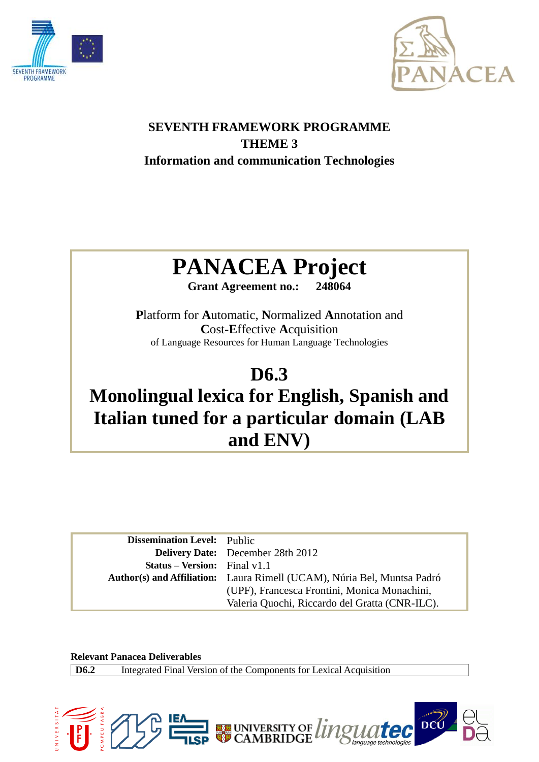**SEVENTH FRAMEWORK PROGRAMME**
**THEME 3**
**Information and communication Technologies**

# PANACEA Project

**Grant Agreement no.: 248064**

**P**latform for **A**utomatic, **N**ormalized **A**nnotation and **C**ost-**E**ffective **A**cquisition of Language Resources for Human Language Technologies

# D6.3
# Monolingual lexica for English, Spanish and Italian tuned for a particular domain (LAB and ENV)

| | |
|---|---|
| **Dissemination Level:** | Public |
| **Delivery Date:** | December 28th 2012 |
| **Status – Version:** | Final v1.1 |
| **Author(s) and Affiliation:** | Laura Rimell (UCAM), Núria Bel, Muntsa Padró (UPF), Francesca Frontini, Monica Monachini, Valeria Quochi, Riccardo del Gratta (CNR-ILC). |

**Relevant Panacea Deliverables**

| | |
|---|---|
| **D6.2** | Integrated Final Version of the Components for Lexical Acquisition |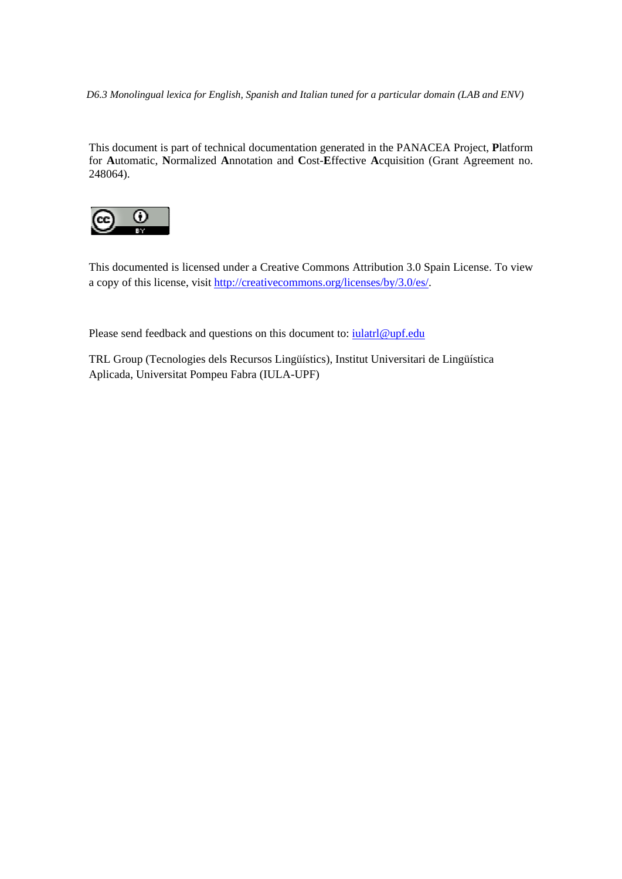*D6.3 Monolingual lexica for English, Spanish and Italian tuned for a particular domain (LAB and ENV)*

This document is part of technical documentation generated in the PANACEA Project, **P**latform for **A**utomatic, **N**ormalized **A**nnotation and **C**ost-**E**ffective **A**cquisition (Grant Agreement no. 248064).

This documented is licensed under a Creative Commons Attribution 3.0 Spain License. To view a copy of this license, visit http://creativecommons.org/licenses/by/3.0/es/.

Please send feedback and questions on this document to: iulatrl@upf.edu

TRL Group (Tecnologies dels Recursos Lingüístics), Institut Universitari de Lingüística Aplicada, Universitat Pompeu Fabra (IULA-UPF)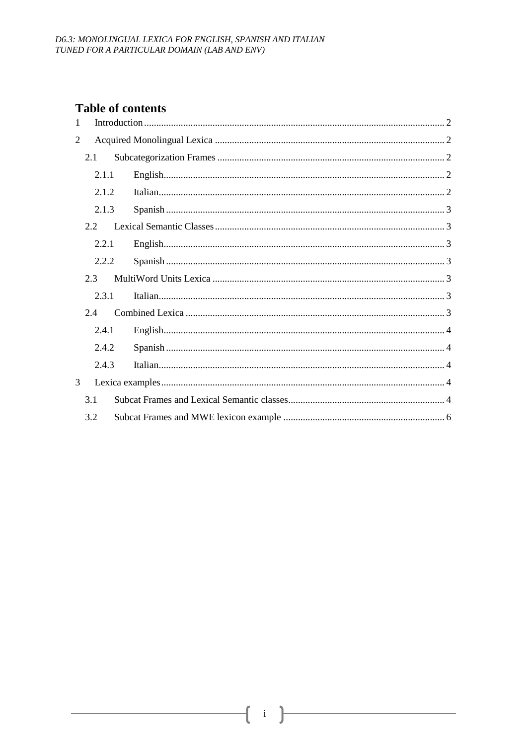## Table of contents

1 Introduction .......... 2

2 Acquired Monolingual Lexica .......... 2

- 2.1 Subcategorization Frames .......... 2
  - 2.1.1 English .......... 2
  - 2.1.2 Italian .......... 2
  - 2.1.3 Spanish .......... 3
- 2.2 Lexical Semantic Classes .......... 3
  - 2.2.1 English .......... 3
  - 2.2.2 Spanish .......... 3
- 2.3 MultiWord Units Lexica .......... 3
  - 2.3.1 Italian .......... 3
- 2.4 Combined Lexica .......... 3
  - 2.4.1 English .......... 4
  - 2.4.2 Spanish .......... 4
  - 2.4.3 Italian .......... 4

3 Lexica examples .......... 4

- 3.1 Subcat Frames and Lexical Semantic classes .......... 4
- 3.2 Subcat Frames and MWE lexicon example .......... 6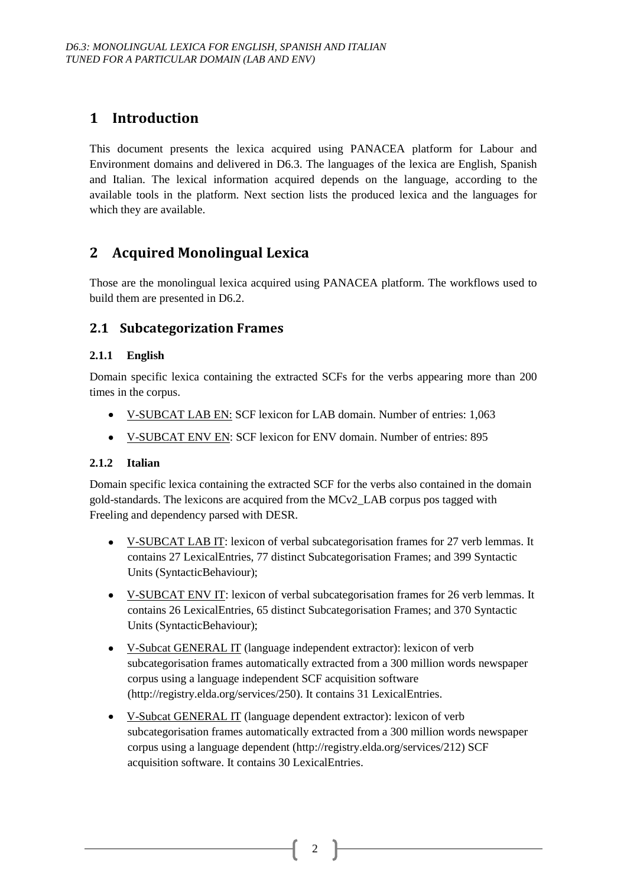# 1 Introduction

This document presents the lexica acquired using PANACEA platform for Labour and Environment domains and delivered in D6.3. The languages of the lexica are English, Spanish and Italian. The lexical information acquired depends on the language, according to the available tools in the platform. Next section lists the produced lexica and the languages for which they are available.

# 2 Acquired Monolingual Lexica

Those are the monolingual lexica acquired using PANACEA platform. The workflows used to build them are presented in D6.2.

## 2.1 Subcategorization Frames

### 2.1.1 English

Domain specific lexica containing the extracted SCFs for the verbs appearing more than 200 times in the corpus.

- V-SUBCAT LAB EN: SCF lexicon for LAB domain. Number of entries: 1,063
- V-SUBCAT ENV EN: SCF lexicon for ENV domain. Number of entries: 895

### 2.1.2 Italian

Domain specific lexica containing the extracted SCF for the verbs also contained in the domain gold-standards. The lexicons are acquired from the MCv2_LAB corpus pos tagged with Freeling and dependency parsed with DESR.

- V-SUBCAT LAB IT: lexicon of verbal subcategorisation frames for 27 verb lemmas. It contains 27 LexicalEntries, 77 distinct Subcategorisation Frames; and 399 Syntactic Units (SyntacticBehaviour);
- V-SUBCAT ENV IT: lexicon of verbal subcategorisation frames for 26 verb lemmas. It contains 26 LexicalEntries, 65 distinct Subcategorisation Frames; and 370 Syntactic Units (SyntacticBehaviour);
- V-Subcat GENERAL IT (language independent extractor): lexicon of verb subcategorisation frames automatically extracted from a 300 million words newspaper corpus using a language independent SCF acquisition software (http://registry.elda.org/services/250). It contains 31 LexicalEntries.
- V-Subcat GENERAL IT (language dependent extractor): lexicon of verb subcategorisation frames automatically extracted from a 300 million words newspaper corpus using a language dependent (http://registry.elda.org/services/212) SCF acquisition software. It contains 30 LexicalEntries.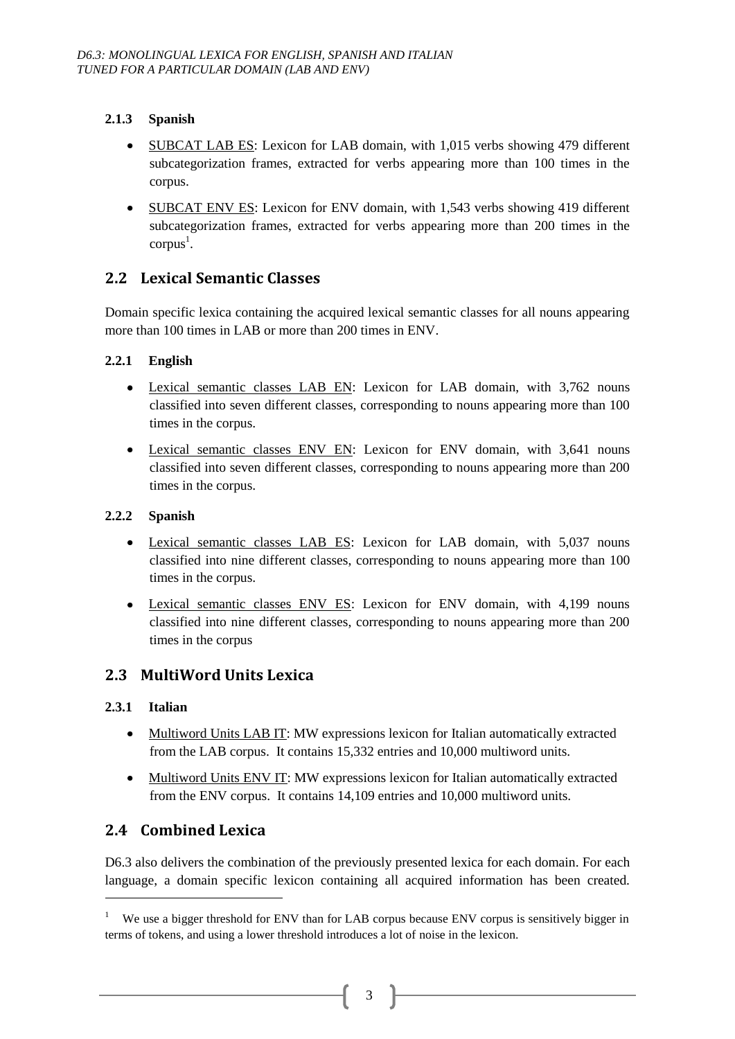#### 2.1.3 Spanish

- SUBCAT LAB ES: Lexicon for LAB domain, with 1,015 verbs showing 479 different subcategorization frames, extracted for verbs appearing more than 100 times in the corpus.
- SUBCAT ENV ES: Lexicon for ENV domain, with 1,543 verbs showing 419 different subcategorization frames, extracted for verbs appearing more than 200 times in the corpus[1].

## 2.2 Lexical Semantic Classes

Domain specific lexica containing the acquired lexical semantic classes for all nouns appearing more than 100 times in LAB or more than 200 times in ENV.

#### 2.2.1 English

- Lexical semantic classes LAB EN: Lexicon for LAB domain, with 3,762 nouns classified into seven different classes, corresponding to nouns appearing more than 100 times in the corpus.
- Lexical semantic classes ENV EN: Lexicon for ENV domain, with 3,641 nouns classified into seven different classes, corresponding to nouns appearing more than 200 times in the corpus.

#### 2.2.2 Spanish

- Lexical semantic classes LAB ES: Lexicon for LAB domain, with 5,037 nouns classified into nine different classes, corresponding to nouns appearing more than 100 times in the corpus.
- Lexical semantic classes ENV ES: Lexicon for ENV domain, with 4,199 nouns classified into nine different classes, corresponding to nouns appearing more than 200 times in the corpus

## 2.3 MultiWord Units Lexica

#### 2.3.1 Italian

- Multiword Units LAB IT: MW expressions lexicon for Italian automatically extracted from the LAB corpus. It contains 15,332 entries and 10,000 multiword units.
- Multiword Units ENV IT: MW expressions lexicon for Italian automatically extracted from the ENV corpus. It contains 14,109 entries and 10,000 multiword units.

## 2.4 Combined Lexica

D6.3 also delivers the combination of the previously presented lexica for each domain. For each language, a domain specific lexicon containing all acquired information has been created.

[1] We use a bigger threshold for ENV than for LAB corpus because ENV corpus is sensitively bigger in terms of tokens, and using a lower threshold introduces a lot of noise in the lexicon.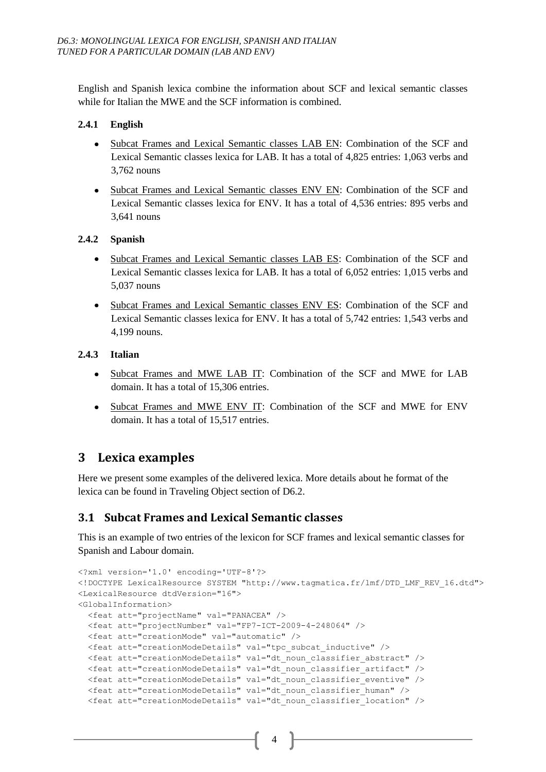English and Spanish lexica combine the information about SCF and lexical semantic classes while for Italian the MWE and the SCF information is combined.

### 2.4.1 English

- Subcat Frames and Lexical Semantic classes LAB EN: Combination of the SCF and Lexical Semantic classes lexica for LAB. It has a total of 4,825 entries: 1,063 verbs and 3,762 nouns
- Subcat Frames and Lexical Semantic classes ENV EN: Combination of the SCF and Lexical Semantic classes lexica for ENV. It has a total of 4,536 entries: 895 verbs and 3,641 nouns

### 2.4.2 Spanish

- Subcat Frames and Lexical Semantic classes LAB ES: Combination of the SCF and Lexical Semantic classes lexica for LAB. It has a total of 6,052 entries: 1,015 verbs and 5,037 nouns
- Subcat Frames and Lexical Semantic classes ENV ES: Combination of the SCF and Lexical Semantic classes lexica for ENV. It has a total of 5,742 entries: 1,543 verbs and 4,199 nouns.

### 2.4.3 Italian

- Subcat Frames and MWE LAB IT: Combination of the SCF and MWE for LAB domain. It has a total of 15,306 entries.
- Subcat Frames and MWE ENV IT: Combination of the SCF and MWE for ENV domain. It has a total of 15,517 entries.

# 3 Lexica examples

Here we present some examples of the delivered lexica. More details about he format of the lexica can be found in Traveling Object section of D6.2.

## 3.1 Subcat Frames and Lexical Semantic classes

This is an example of two entries of the lexicon for SCF frames and lexical semantic classes for Spanish and Labour domain.

```
<?xml version='1.0' encoding='UTF-8'?>
<!DOCTYPE LexicalResource SYSTEM "http://www.tagmatica.fr/lmf/DTD_LMF_REV_16.dtd">
<LexicalResource dtdVersion="16">
<GlobalInformation>
  <feat att="projectName" val="PANACEA" />
  <feat att="projectNumber" val="FP7-ICT-2009-4-248064" />
  <feat att="creationMode" val="automatic" />
  <feat att="creationModeDetails" val="tpc_subcat_inductive" />
  <feat att="creationModeDetails" val="dt_noun_classifier_abstract" />
  <feat att="creationModeDetails" val="dt_noun_classifier_artifact" />
  <feat att="creationModeDetails" val="dt_noun_classifier_eventive" />
  <feat att="creationModeDetails" val="dt_noun_classifier_human" />
  <feat att="creationModeDetails" val="dt_noun_classifier_location" />
```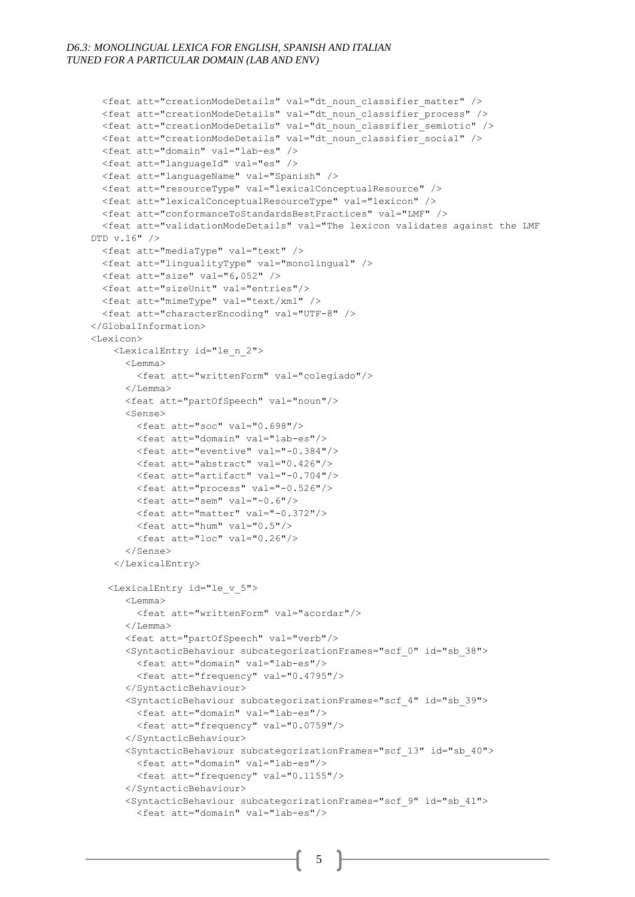```
  <feat att="creationModeDetails" val="dt_noun_classifier_matter" />
  <feat att="creationModeDetails" val="dt_noun_classifier_process" />
  <feat att="creationModeDetails" val="dt_noun_classifier_semiotic" />
  <feat att="creationModeDetails" val="dt_noun_classifier_social" />
  <feat att="domain" val="lab-es" />
  <feat att="languageId" val="es" />
  <feat att="languageName" val="Spanish" />
  <feat att="resourceType" val="lexicalConceptualResource" />
  <feat att="lexicalConceptualResourceType" val="lexicon" />
  <feat att="conformanceToStandardsBestPractices" val="LMF" />
  <feat att="validationModeDetails" val="The lexicon validates against the LMF
DTD v.16" />
  <feat att="mediaType" val="text" />
  <feat att="lingualityType" val="monolingual" />
  <feat att="size" val="6,052" />
  <feat att="sizeUnit" val="entries"/>
  <feat att="mimeType" val="text/xml" />
  <feat att="characterEncoding" val="UTF-8" />
</GlobalInformation>
<Lexicon>
    <LexicalEntry id="le_n_2">
      <Lemma>
        <feat att="writtenForm" val="colegiado"/>
      </Lemma>
      <feat att="partOfSpeech" val="noun"/>
      <Sense>
        <feat att="soc" val="0.698"/>
        <feat att="domain" val="lab-es"/>
        <feat att="eventive" val="-0.384"/>
        <feat att="abstract" val="0.426"/>
        <feat att="artifact" val="-0.704"/>
        <feat att="process" val="-0.526"/>
        <feat att="sem" val="-0.6"/>
        <feat att="matter" val="-0.372"/>
        <feat att="hum" val="0.5"/>
        <feat att="loc" val="0.26"/>
      </Sense>
    </LexicalEntry>

   <LexicalEntry id="le_v_5">
      <Lemma>
        <feat att="writtenForm" val="acordar"/>
      </Lemma>
      <feat att="partOfSpeech" val="verb"/>
      <SyntacticBehaviour subcategorizationFrames="scf_0" id="sb_38">
        <feat att="domain" val="lab-es"/>
        <feat att="frequency" val="0.4795"/>
      </SyntacticBehaviour>
      <SyntacticBehaviour subcategorizationFrames="scf_4" id="sb_39">
        <feat att="domain" val="lab-es"/>
        <feat att="frequency" val="0.0759"/>
      </SyntacticBehaviour>
      <SyntacticBehaviour subcategorizationFrames="scf_13" id="sb_40">
        <feat att="domain" val="lab-es"/>
        <feat att="frequency" val="0.1155"/>
      </SyntacticBehaviour>
      <SyntacticBehaviour subcategorizationFrames="scf_9" id="sb_41">
        <feat att="domain" val="lab-es"/>
```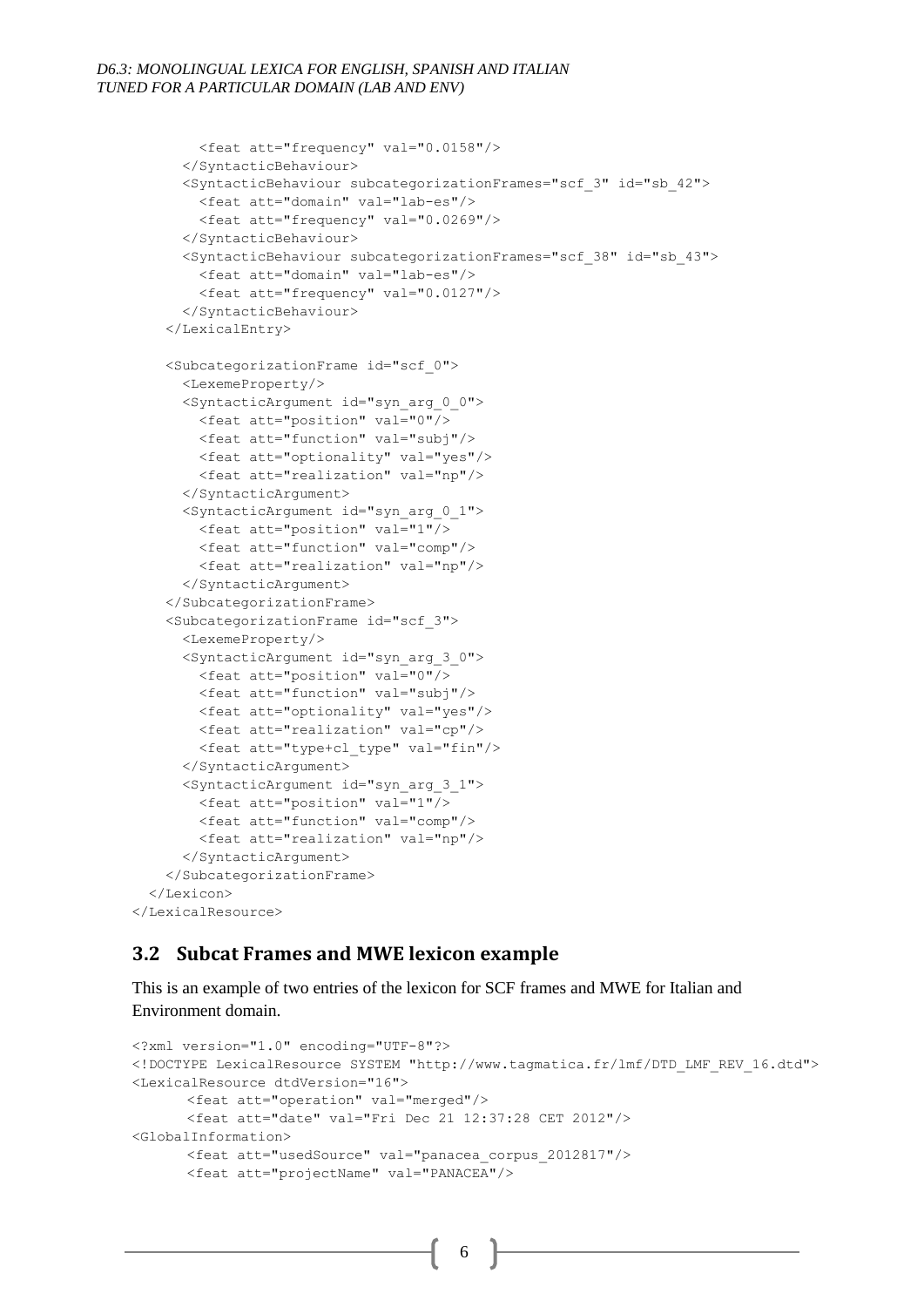```
        <feat att="frequency" val="0.0158"/>
      </SyntacticBehaviour>
      <SyntacticBehaviour subcategorizationFrames="scf_3" id="sb_42">
        <feat att="domain" val="lab-es"/>
        <feat att="frequency" val="0.0269"/>
      </SyntacticBehaviour>
      <SyntacticBehaviour subcategorizationFrames="scf_38" id="sb_43">
        <feat att="domain" val="lab-es"/>
        <feat att="frequency" val="0.0127"/>
      </SyntacticBehaviour>
    </LexicalEntry>

    <SubcategorizationFrame id="scf_0">
      <LexemeProperty/>
      <SyntacticArgument id="syn_arg_0_0">
        <feat att="position" val="0"/>
        <feat att="function" val="subj"/>
        <feat att="optionality" val="yes"/>
        <feat att="realization" val="np"/>
      </SyntacticArgument>
      <SyntacticArgument id="syn_arg_0_1">
        <feat att="position" val="1"/>
        <feat att="function" val="comp"/>
        <feat att="realization" val="np"/>
      </SyntacticArgument>
    </SubcategorizationFrame>
    <SubcategorizationFrame id="scf_3">
      <LexemeProperty/>
      <SyntacticArgument id="syn_arg_3_0">
        <feat att="position" val="0"/>
        <feat att="function" val="subj"/>
        <feat att="optionality" val="yes"/>
        <feat att="realization" val="cp"/>
        <feat att="type+cl_type" val="fin"/>
      </SyntacticArgument>
      <SyntacticArgument id="syn_arg_3_1">
        <feat att="position" val="1"/>
        <feat att="function" val="comp"/>
        <feat att="realization" val="np"/>
      </SyntacticArgument>
    </SubcategorizationFrame>
  </Lexicon>
</LexicalResource>
```

## 3.2 Subcat Frames and MWE lexicon example

This is an example of two entries of the lexicon for SCF frames and MWE for Italian and Environment domain.

```
<?xml version="1.0" encoding="UTF-8"?>
<!DOCTYPE LexicalResource SYSTEM "http://www.tagmatica.fr/lmf/DTD_LMF_REV_16.dtd">
<LexicalResource dtdVersion="16">
      <feat att="operation" val="merged"/>
      <feat att="date" val="Fri Dec 21 12:37:28 CET 2012"/>
<GlobalInformation>
      <feat att="usedSource" val="panacea_corpus_2012817"/>
      <feat att="projectName" val="PANACEA"/>
```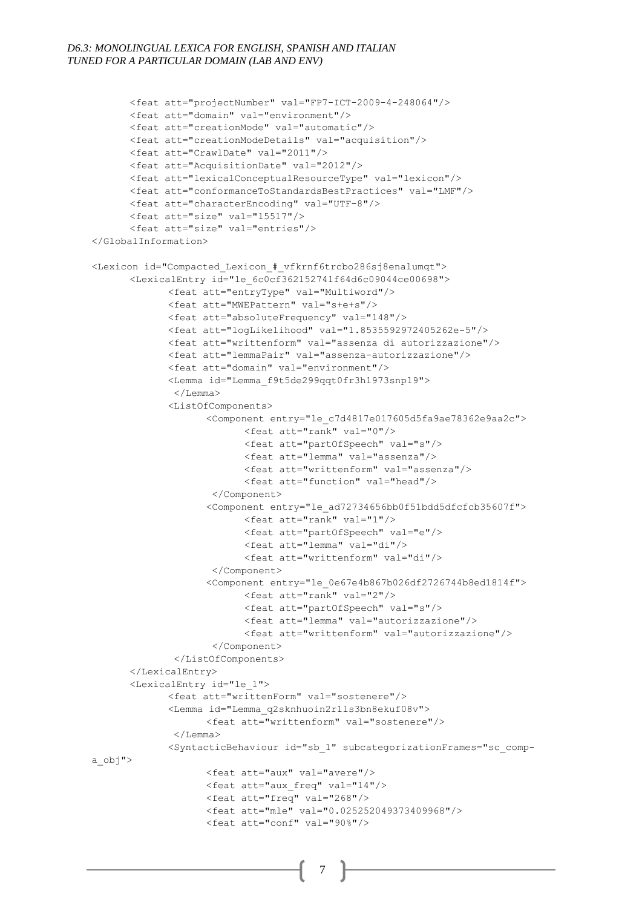```
        <feat att="projectNumber" val="FP7-ICT-2009-4-248064"/>
        <feat att="domain" val="environment"/>
        <feat att="creationMode" val="automatic"/>
        <feat att="creationModeDetails" val="acquisition"/>
        <feat att="CrawlDate" val="2011"/>
        <feat att="AcquisitionDate" val="2012"/>
        <feat att="lexicalConceptualResourceType" val="lexicon"/>
        <feat att="conformanceToStandardsBestPractices" val="LMF"/>
        <feat att="characterEncoding" val="UTF-8"/>
        <feat att="size" val="15517"/>
        <feat att="size" val="entries"/>
</GlobalInformation>

<Lexicon id="Compacted_Lexicon_#_vfkrnf6trcbo286sj8enalumqt">
        <LexicalEntry id="le_6c0cf362152741f64d6c09044ce00698">
                <feat att="entryType" val="Multiword"/>
                <feat att="MWEPattern" val="s+e+s"/>
                <feat att="absoluteFrequency" val="148"/>
                <feat att="logLikelihood" val="1.8535592972405262e-5"/>
                <feat att="writtenform" val="assenza di autorizzazione"/>
                <feat att="lemmaPair" val="assenza-autorizzazione"/>
                <feat att="domain" val="environment"/>
                <Lemma id="Lemma_f9t5de299qqt0fr3h1973snpl9">
                 </Lemma>
                <ListOfComponents>
                        <Component entry="le_c7d4817e017605d5fa9ae78362e9aa2c">
                                <feat att="rank" val="0"/>
                                <feat att="partOfSpeech" val="s"/>
                                <feat att="lemma" val="assenza"/>
                                <feat att="writtenform" val="assenza"/>
                                <feat att="function" val="head"/>
                         </Component>
                        <Component entry="le_ad72734656bb0f51bdd5dfcfcb35607f">
                                <feat att="rank" val="1"/>
                                <feat att="partOfSpeech" val="e"/>
                                <feat att="lemma" val="di"/>
                                <feat att="writtenform" val="di"/>
                         </Component>
                        <Component entry="le_0e67e4b867b026df2726744b8ed1814f">
                                <feat att="rank" val="2"/>
                                <feat att="partOfSpeech" val="s"/>
                                <feat att="lemma" val="autorizzazione"/>
                                <feat att="writtenform" val="autorizzazione"/>
                         </Component>
                 </ListOfComponents>
        </LexicalEntry>
        <LexicalEntry id="le_1">
                <feat att="writtenForm" val="sostenere"/>
                <Lemma id="Lemma_q2sknhuoin2r1ls3bn8ekuf08v">
                        <feat att="writtenform" val="sostenere"/>
                 </Lemma>
                <SyntacticBehaviour id="sb_1" subcategorizationFrames="sc_comp-
a_obj">
                        <feat att="aux" val="avere"/>
                        <feat att="aux_freq" val="14"/>
                        <feat att="freq" val="268"/>
                        <feat att="mle" val="0.025252049373409968"/>
                        <feat att="conf" val="90%"/>
```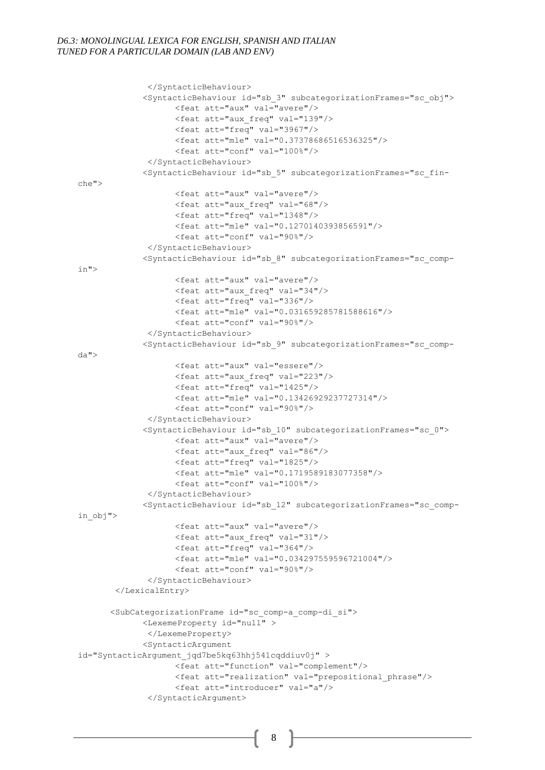```
            </SyntacticBehaviour>
            <SyntacticBehaviour id="sb_3" subcategorizationFrames="sc_obj">
                  <feat att="aux" val="avere"/>
                  <feat att="aux_freq" val="139"/>
                  <feat att="freq" val="3967"/>
                  <feat att="mle" val="0.37378686516536325"/>
                  <feat att="conf" val="100%"/>
            </SyntacticBehaviour>
            <SyntacticBehaviour id="sb_5" subcategorizationFrames="sc_fin-
che">
                  <feat att="aux" val="avere"/>
                  <feat att="aux_freq" val="68"/>
                  <feat att="freq" val="1348"/>
                  <feat att="mle" val="0.1270140393856591"/>
                  <feat att="conf" val="90%"/>
            </SyntacticBehaviour>
            <SyntacticBehaviour id="sb_8" subcategorizationFrames="sc_comp-
in">
                  <feat att="aux" val="avere"/>
                  <feat att="aux_freq" val="34"/>
                  <feat att="freq" val="336"/>
                  <feat att="mle" val="0.031659285781588616"/>
                  <feat att="conf" val="90%"/>
            </SyntacticBehaviour>
            <SyntacticBehaviour id="sb_9" subcategorizationFrames="sc_comp-
da">
                  <feat att="aux" val="essere"/>
                  <feat att="aux_freq" val="223"/>
                  <feat att="freq" val="1425"/>
                  <feat att="mle" val="0.13426929237727314"/>
                  <feat att="conf" val="90%"/>
            </SyntacticBehaviour>
            <SyntacticBehaviour id="sb_10" subcategorizationFrames="sc_0">
                  <feat att="aux" val="avere"/>
                  <feat att="aux_freq" val="86"/>
                  <feat att="freq" val="1825"/>
                  <feat att="mle" val="0.1719589183077358"/>
                  <feat att="conf" val="100%"/>
            </SyntacticBehaviour>
            <SyntacticBehaviour id="sb_12" subcategorizationFrames="sc_comp-
in_obj">
                  <feat att="aux" val="avere"/>
                  <feat att="aux_freq" val="31"/>
                  <feat att="freq" val="364"/>
                  <feat att="mle" val="0.034297559596721004"/>
                  <feat att="conf" val="90%"/>
            </SyntacticBehaviour>
      </LexicalEntry>

      <SubCategorizationFrame id="sc_comp-a_comp-di_si">
            <LexemeProperty id="null" >
            </LexemeProperty>
            <SyntacticArgument
id="SyntacticArgument_jqd7be5kq63hhj541cqddiuv0j" >
                  <feat att="function" val="complement"/>
                  <feat att="realization" val="prepositional_phrase"/>
                  <feat att="introducer" val="a"/>
            </SyntacticArgument>
```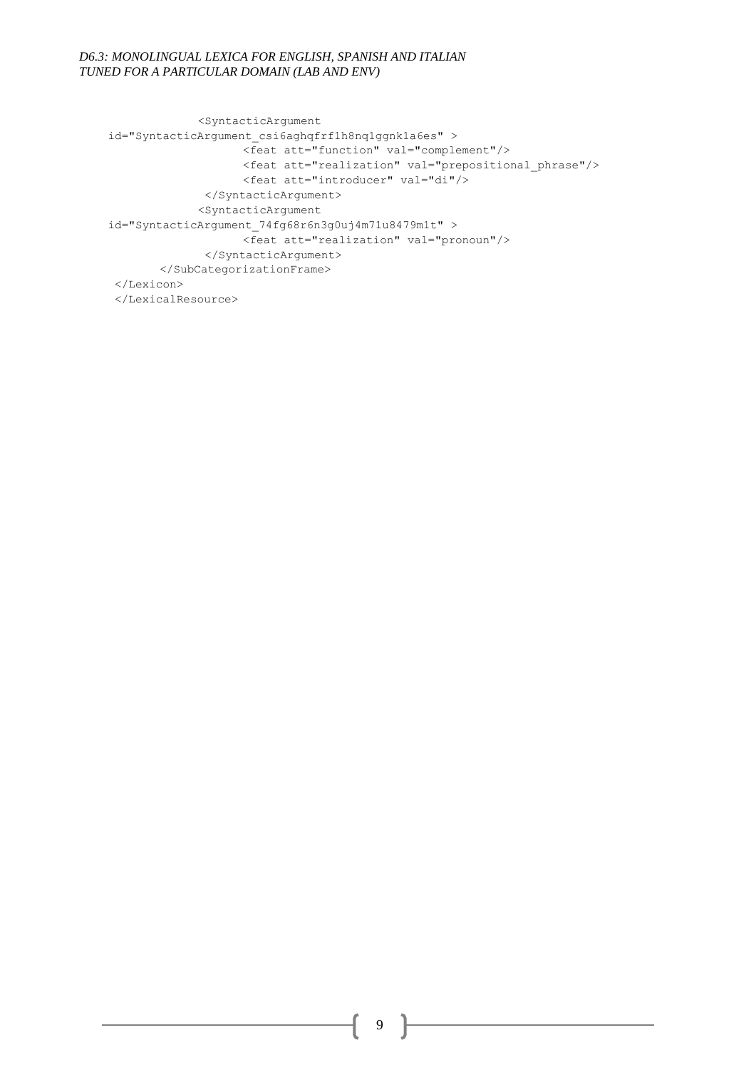```
<SyntacticArgument
id="SyntacticArgument_csi6aghqfrf1h8nq1ggnk1a6es" >
        <feat att="function" val="complement"/>
        <feat att="realization" val="prepositional_phrase"/>
        <feat att="introducer" val="di"/>
    </SyntacticArgument>
    <SyntacticArgument
id="SyntacticArgument_74fg68r6n3g0uj4m71u8479m1t" >
        <feat att="realization" val="pronoun"/>
    </SyntacticArgument>
  </SubCategorizationFrame>
</Lexicon>
</LexicalResource>
```